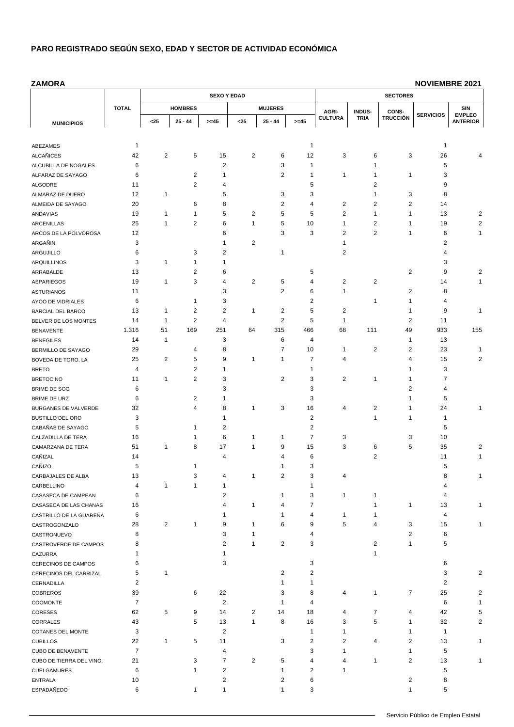# PARO REGISTRADO SEGÚN SEXO, EDAD Y SECTOR DE ACTIVIDAD ECONÓMICA

**ZAMORA** — **NOVIEMBRE 2021**

| MUNICIPIOS | TOTAL | SEXO Y EDAD | | | | | | SECTORES | | | | |
|---|---|---|---|---|---|---|---|---|---|---|---|---|
| | | HOMBRES | | | MUJERES | | | AGRI-CULTURA | INDUS-TRIA | CONS-TRUCCIÓN | SERVICIOS | SIN EMPLEO ANTERIOR |
| | | <25 | 25 - 44 | >=45 | <25 | 25 - 44 | >=45 | | | | | |
| ABEZAMES | 1 | | | | | | 1 | | | | 1 | |
| ALCAÑICES | 42 | 2 | 5 | 15 | 2 | 6 | 12 | 3 | 6 | 3 | 26 | 4 |
| ALCUBILLA DE NOGALES | 6 | | | 2 | | 3 | 1 | | 1 | | 5 | |
| ALFARAZ DE SAYAGO | 6 | | 2 | 1 | | 2 | 1 | 1 | 1 | 1 | 3 | |
| ALGODRE | 11 | | 2 | 4 | | | 5 | | 2 | | 9 | |
| ALMARAZ DE DUERO | 12 | 1 | | 5 | | 3 | 3 | | 1 | 3 | 8 | |
| ALMEIDA DE SAYAGO | 20 | | 6 | 8 | | 2 | 4 | 2 | 2 | 2 | 14 | |
| ANDAVIAS | 19 | 1 | 1 | 5 | 2 | 5 | 5 | 2 | 1 | 1 | 13 | 2 |
| ARCENILLAS | 25 | 1 | 2 | 6 | 1 | 5 | 10 | 1 | 2 | 1 | 19 | 2 |
| ARCOS DE LA POLVOROSA | 12 | | | 6 | | 3 | 3 | 2 | 2 | 1 | 6 | 1 |
| ARGAÑIN | 3 | | | 1 | 2 | | | 1 | | | 2 | |
| ARGUJILLO | 6 | | 3 | 2 | | 1 | | 2 | | | 4 | |
| ARQUILLINOS | 3 | 1 | 1 | 1 | | | | | | | 3 | |
| ARRABALDE | 13 | | 2 | 6 | | | 5 | | | 2 | 9 | 2 |
| ASPARIEGOS | 19 | 1 | 3 | 4 | 2 | 5 | 4 | 2 | 2 | | 14 | 1 |
| ASTURIANOS | 11 | | | 3 | | 2 | 6 | 1 | | 2 | 8 | |
| AYOO DE VIDRIALES | 6 | | 1 | 3 | | | 2 | | 1 | 1 | 4 | |
| BARCIAL DEL BARCO | 13 | 1 | 2 | 2 | 1 | 2 | 5 | 2 | | 1 | 9 | 1 |
| BELVER DE LOS MONTES | 14 | 1 | 2 | 4 | | 2 | 5 | 1 | | 2 | 11 | |
| BENAVENTE | 1.316 | 51 | 169 | 251 | 64 | 315 | 466 | 68 | 111 | 49 | 933 | 155 |
| BENEGILES | 14 | 1 | | 3 | | 6 | 4 | | | 1 | 13 | |
| BERMILLO DE SAYAGO | 29 | | 4 | 8 | | 7 | 10 | 1 | 2 | 2 | 23 | 1 |
| BOVEDA DE TORO, LA | 25 | 2 | 5 | 9 | 1 | 1 | 7 | 4 | | 4 | 15 | 2 |
| BRETO | 4 | | 2 | 1 | | | 1 | | | 1 | 3 | |
| BRETOCINO | 11 | 1 | 2 | 3 | | 2 | 3 | 2 | 1 | 1 | 7 | |
| BRIME DE SOG | 6 | | | 3 | | | 3 | | | 2 | 4 | |
| BRIME DE URZ | 6 | | 2 | 1 | | | 3 | | | 1 | 5 | |
| BURGANES DE VALVERDE | 32 | | 4 | 8 | 1 | 3 | 16 | 4 | 2 | 1 | 24 | 1 |
| BUSTILLO DEL ORO | 3 | | | 1 | | | 2 | | 1 | 1 | 1 | |
| CABAÑAS DE SAYAGO | 5 | | 1 | 2 | | | 2 | | | | 5 | |
| CALZADILLA DE TERA | 16 | | 1 | 6 | 1 | 1 | 7 | 3 | | 3 | 10 | |
| CAMARZANA DE TERA | 51 | 1 | 8 | 17 | 1 | 9 | 15 | 3 | 6 | 5 | 35 | 2 |
| CAÑIZAL | 14 | | | 4 | | 4 | 6 | | 2 | | 11 | 1 |
| CAÑIZO | 5 | | 1 | | | 1 | 3 | | | | 5 | |
| CARBAJALES DE ALBA | 13 | | 3 | 4 | 1 | 2 | 3 | 4 | | | 8 | 1 |
| CARBELLINO | 4 | 1 | 1 | 1 | | | 1 | | | | 4 | |
| CASASECA DE CAMPEAN | 6 | | | 2 | | 1 | 3 | 1 | 1 | | 4 | |
| CASASECA DE LAS CHANAS | 16 | | | 4 | 1 | 4 | 7 | | 1 | 1 | 13 | 1 |
| CASTRILLO DE LA GUAREÑA | 6 | | | 1 | | 1 | 4 | 1 | 1 | | 4 | |
| CASTROGONZALO | 28 | 2 | 1 | 9 | 1 | 6 | 9 | 5 | 4 | 3 | 15 | 1 |
| CASTRONUEVO | 8 | | | 3 | 1 | | 4 | | | 2 | 6 | |
| CASTROVERDE DE CAMPOS | 8 | | | 2 | 1 | 2 | 3 | | 2 | 1 | 5 | |
| CAZURRA | 1 | | | 1 | | | | | 1 | | | |
| CERECINOS DE CAMPOS | 6 | | | 3 | | | 3 | | | | 6 | |
| CERECINOS DEL CARRIZAL | 5 | 1 | | | | 2 | 2 | | | | 3 | 2 |
| CERNADILLA | 2 | | | | | 1 | 1 | | | | 2 | |
| COBREROS | 39 | | 6 | 22 | | 3 | 8 | 4 | 1 | 7 | 25 | 2 |
| COOMONTE | 7 | | | 2 | | 1 | 4 | | | | 6 | 1 |
| CORESES | 62 | 5 | 9 | 14 | 2 | 14 | 18 | 4 | 7 | 4 | 42 | 5 |
| CORRALES | 43 | | 5 | 13 | 1 | 8 | 16 | 3 | 5 | 1 | 32 | 2 |
| COTANES DEL MONTE | 3 | | | 2 | | | 1 | 1 | | 1 | 1 | |
| CUBILLOS | 22 | 1 | 5 | 11 | | 3 | 2 | 2 | 4 | 2 | 13 | 1 |
| CUBO DE BENAVENTE | 7 | | | 4 | | | 3 | 1 | | 1 | 5 | |
| CUBO DE TIERRA DEL VINO, | 21 | | 3 | 7 | 2 | 5 | 4 | 4 | 1 | 2 | 13 | 1 |
| CUELGAMURES | 6 | | 1 | 2 | | 1 | 2 | 1 | | | 5 | |
| ENTRALA | 10 | | | 2 | | 2 | 6 | | | 2 | 8 | |
| ESPADAÑEDO | 6 | | 1 | 1 | | 1 | 3 | | | 1 | 5 | |

Servicio Público de Empleo Estatal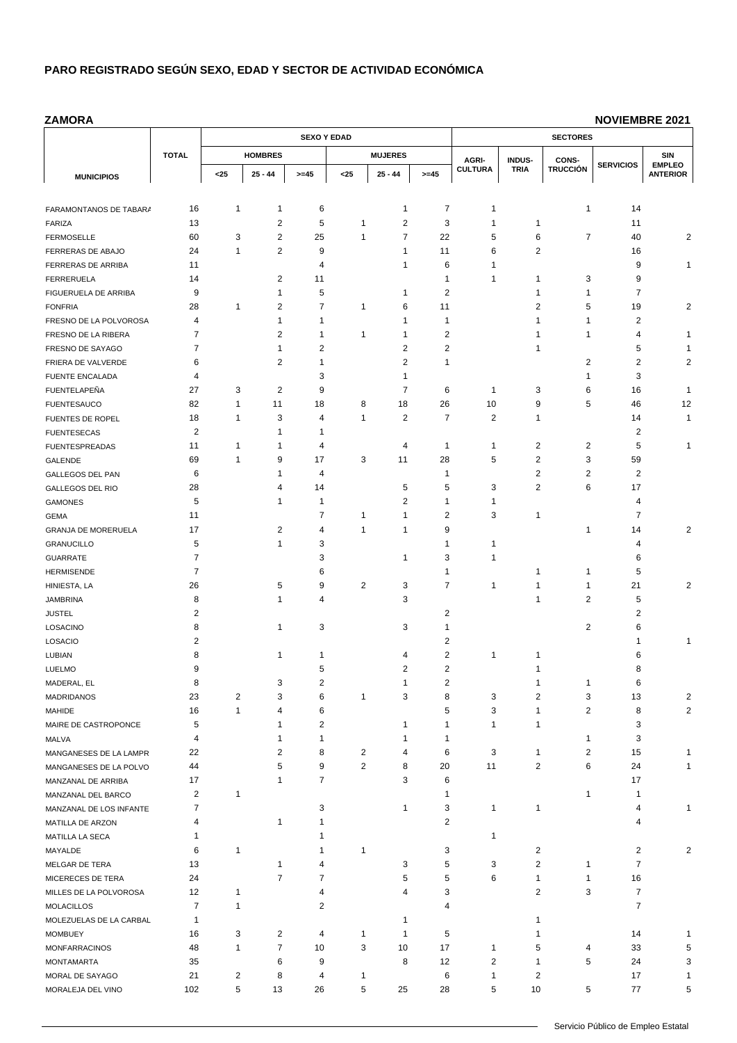## PARO REGISTRADO SEGÚN SEXO, EDAD Y SECTOR DE ACTIVIDAD ECONÓMICA

**ZAMORA** **NOVIEMBRE 2021**

| MUNICIPIOS | TOTAL | SEXO Y EDAD | | | | | | SECTORES | | | | |
|---|---|---|---|---|---|---|---|---|---|---|---|---|
| | | HOMBRES | | | MUJERES | | | AGRI-CULTURA | INDUS-TRIA | CONS-TRUCCIÓN | SERVICIOS | SIN EMPLEO ANTERIOR |
| | | <25 | 25 - 44 | >=45 | <25 | 25 - 44 | >=45 | | | | | |
| FARAMONTANOS DE TABARA | 16 | 1 | 1 | 6 | | 1 | 7 | 1 | | 1 | 14 | |
| FARIZA | 13 | | 2 | 5 | 1 | 2 | 3 | 1 | 1 | | 11 | |
| FERMOSELLE | 60 | 3 | 2 | 25 | 1 | 7 | 22 | 5 | 6 | 7 | 40 | 2 |
| FERRERAS DE ABAJO | 24 | 1 | 2 | 9 | | 1 | 11 | 6 | 2 | | 16 | |
| FERRERAS DE ARRIBA | 11 | | | 4 | | 1 | 6 | 1 | | | 9 | 1 |
| FERRERUELA | 14 | | 2 | 11 | | | 1 | 1 | 1 | 3 | 9 | |
| FIGUERUELA DE ARRIBA | 9 | | 1 | 5 | | 1 | 2 | | 1 | 1 | 7 | |
| FONFRIA | 28 | 1 | 2 | 7 | 1 | 6 | 11 | | 2 | 5 | 19 | 2 |
| FRESNO DE LA POLVOROSA | 4 | | 1 | 1 | | 1 | 1 | | 1 | 1 | 2 | |
| FRESNO DE LA RIBERA | 7 | | 2 | 1 | 1 | 1 | 2 | | 1 | 1 | 4 | 1 |
| FRESNO DE SAYAGO | 7 | | 1 | 2 | | 2 | 2 | | 1 | | 5 | 1 |
| FRIERA DE VALVERDE | 6 | | 2 | 1 | | 2 | 1 | | | 2 | 2 | 2 |
| FUENTE ENCALADA | 4 | | | 3 | | 1 | | | | 1 | 3 | |
| FUENTELAPEÑA | 27 | 3 | 2 | 9 | | 7 | 6 | 1 | 3 | 6 | 16 | 1 |
| FUENTESAUCO | 82 | 1 | 11 | 18 | 8 | 18 | 26 | 10 | 9 | 5 | 46 | 12 |
| FUENTES DE ROPEL | 18 | 1 | 3 | 4 | 1 | 2 | 7 | 2 | 1 | | 14 | 1 |
| FUENTESECAS | 2 | | 1 | 1 | | | | | | | 2 | |
| FUENTESPREADAS | 11 | 1 | 1 | 4 | | 4 | 1 | 1 | 2 | 2 | 5 | 1 |
| GALENDE | 69 | 1 | 9 | 17 | 3 | 11 | 28 | 5 | 2 | 3 | 59 | |
| GALLEGOS DEL PAN | 6 | | 1 | 4 | | | 1 | | 2 | 2 | 2 | |
| GALLEGOS DEL RIO | 28 | | 4 | 14 | | 5 | 5 | 3 | 2 | 6 | 17 | |
| GAMONES | 5 | | 1 | 1 | | 2 | 1 | 1 | | | 4 | |
| GEMA | 11 | | | 7 | 1 | 1 | 2 | 3 | 1 | | 7 | |
| GRANJA DE MORERUELA | 17 | | 2 | 4 | 1 | 1 | 9 | | | 1 | 14 | 2 |
| GRANUCILLO | 5 | | 1 | 3 | | | 1 | 1 | | | 4 | |
| GUARRATE | 7 | | | 3 | | 1 | 3 | 1 | | | 6 | |
| HERMISENDE | 7 | | | 6 | | | 1 | | 1 | 1 | 5 | |
| HINIESTA, LA | 26 | | 5 | 9 | 2 | 3 | 7 | 1 | 1 | 1 | 21 | 2 |
| JAMBRINA | 8 | | 1 | 4 | | 3 | | | 1 | 2 | 5 | |
| JUSTEL | 2 | | | | | | 2 | | | | 2 | |
| LOSACINO | 8 | | 1 | 3 | | 3 | 1 | | | 2 | 6 | |
| LOSACIO | 2 | | | | | | 2 | | | | 1 | 1 |
| LUBIAN | 8 | | 1 | 1 | | 4 | 2 | 1 | 1 | | 6 | |
| LUELMO | 9 | | | 5 | | 2 | 2 | | 1 | | 8 | |
| MADERAL, EL | 8 | | 3 | 2 | | 1 | 2 | | 1 | 1 | 6 | |
| MADRIDANOS | 23 | 2 | 3 | 6 | 1 | 3 | 8 | 3 | 2 | 3 | 13 | 2 |
| MAHIDE | 16 | 1 | 4 | 6 | | | 5 | 3 | 1 | 2 | 8 | 2 |
| MAIRE DE CASTROPONCE | 5 | | 1 | 2 | | 1 | 1 | 1 | 1 | | 3 | |
| MALVA | 4 | | 1 | 1 | | 1 | 1 | | | 1 | 3 | |
| MANGANESES DE LA LAMPR | 22 | | 2 | 8 | 2 | 4 | 6 | 3 | 1 | 2 | 15 | 1 |
| MANGANESES DE LA POLVO | 44 | | 5 | 9 | 2 | 8 | 20 | 11 | 2 | 6 | 24 | 1 |
| MANZANAL DE ARRIBA | 17 | | 1 | 7 | | 3 | 6 | | | | 17 | |
| MANZANAL DEL BARCO | 2 | 1 | | | | | 1 | | | 1 | 1 | |
| MANZANAL DE LOS INFANTE | 7 | | | 3 | | 1 | 3 | 1 | 1 | | 4 | 1 |
| MATILLA DE ARZON | 4 | | 1 | 1 | | | 2 | | | | 4 | |
| MATILLA LA SECA | 1 | | | 1 | | | | 1 | | | | |
| MAYALDE | 6 | 1 | | 1 | 1 | | 3 | | 2 | | 2 | 2 |
| MELGAR DE TERA | 13 | | 1 | 4 | | 3 | 5 | 3 | 2 | 1 | 7 | |
| MICERECES DE TERA | 24 | | 7 | 7 | | 5 | 5 | 6 | 1 | 1 | 16 | |
| MILLES DE LA POLVOROSA | 12 | 1 | | 4 | | 4 | 3 | | 2 | 3 | 7 | |
| MOLACILLOS | 7 | 1 | | 2 | | | 4 | | | | 7 | |
| MOLEZUELAS DE LA CARBAL | 1 | | | | | 1 | | | 1 | | | |
| MOMBUEY | 16 | 3 | 2 | 4 | 1 | 1 | 5 | | 1 | | 14 | 1 |
| MONFARRACINOS | 48 | 1 | 7 | 10 | 3 | 10 | 17 | 1 | 5 | 4 | 33 | 5 |
| MONTAMARTA | 35 | | 6 | 9 | | 8 | 12 | 2 | 1 | 5 | 24 | 3 |
| MORAL DE SAYAGO | 21 | 2 | 8 | 4 | 1 | | 6 | 1 | 2 | | 17 | 1 |
| MORALEJA DEL VINO | 102 | 5 | 13 | 26 | 5 | 25 | 28 | 5 | 10 | 5 | 77 | 5 |

Servicio Público de Empleo Estatal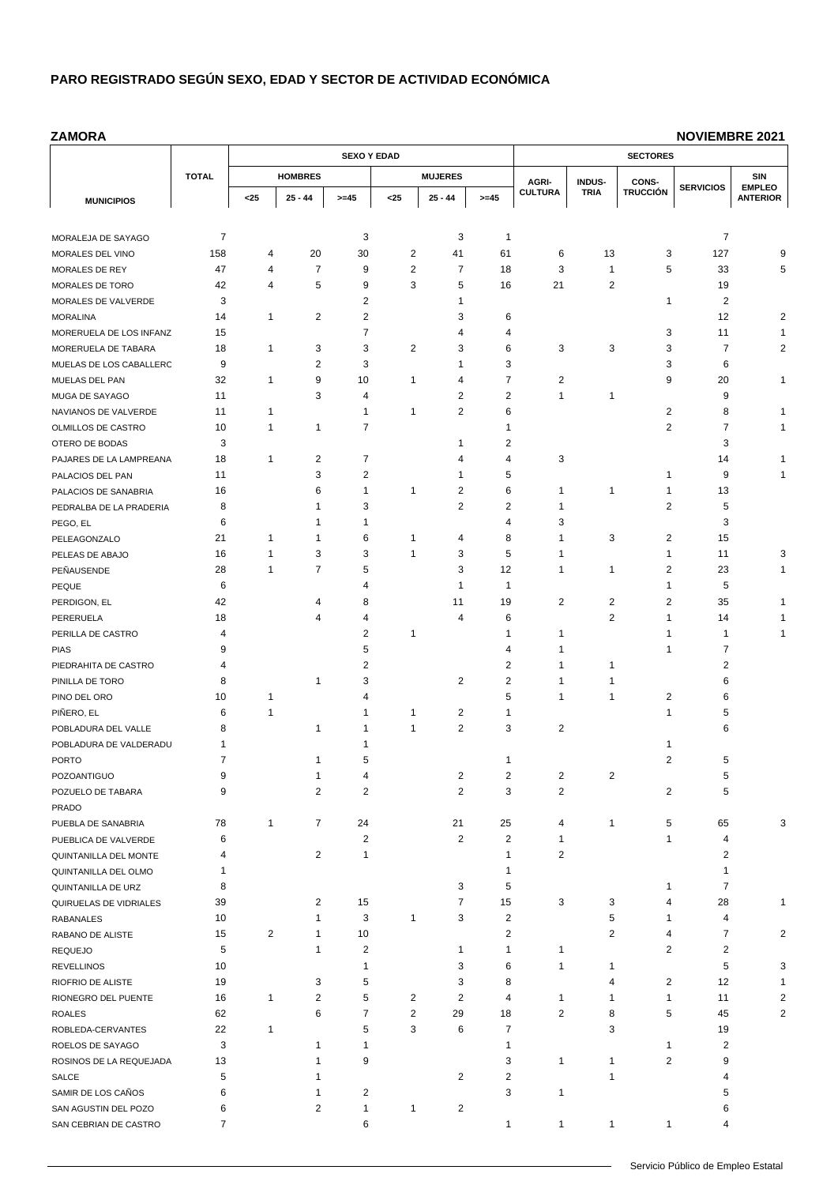# PARO REGISTRADO SEGÚN SEXO, EDAD Y SECTOR DE ACTIVIDAD ECONÓMICA

**ZAMORA** **NOVIEMBRE 2021**

| MUNICIPIOS | TOTAL | SEXO Y EDAD | | | | | | SECTORES | | | | |
|---|---|---|---|---|---|---|---|---|---|---|---|---|
| | | HOMBRES | | | MUJERES | | | AGRI-CULTURA | INDUS-TRIA | CONS-TRUCCIÓN | SERVICIOS | SIN EMPLEO ANTERIOR |
| | | <25 | 25 - 44 | >=45 | <25 | 25 - 44 | >=45 | | | | | |
| MORALEJA DE SAYAGO | 7 | | | 3 | | 3 | 1 | | | | 7 | |
| MORALES DEL VINO | 158 | 4 | 20 | 30 | 2 | 41 | 61 | 6 | 13 | 3 | 127 | 9 |
| MORALES DE REY | 47 | 4 | 7 | 9 | 2 | 7 | 18 | 3 | 1 | 5 | 33 | 5 |
| MORALES DE TORO | 42 | 4 | 5 | 9 | 3 | 5 | 16 | 21 | 2 | | 19 | |
| MORALES DE VALVERDE | 3 | | | 2 | | 1 | | | | 1 | 2 | |
| MORALINA | 14 | 1 | 2 | 2 | | 3 | 6 | | | | 12 | 2 |
| MORERUELA DE LOS INFANZ | 15 | | | 7 | | 4 | 4 | | | 3 | 11 | 1 |
| MORERUELA DE TABARA | 18 | 1 | 3 | 3 | 2 | 3 | 6 | 3 | 3 | 3 | 7 | 2 |
| MUELAS DE LOS CABALLERC | 9 | | 2 | 3 | | 1 | 3 | | | 3 | 6 | |
| MUELAS DEL PAN | 32 | 1 | 9 | 10 | 1 | 4 | 7 | 2 | | 9 | 20 | 1 |
| MUGA DE SAYAGO | 11 | | 3 | 4 | | 2 | 2 | 1 | 1 | | 9 | |
| NAVIANOS DE VALVERDE | 11 | 1 | | 1 | 1 | 2 | 6 | | | 2 | 8 | 1 |
| OLMILLOS DE CASTRO | 10 | 1 | 1 | 7 | | | 1 | | | 2 | 7 | 1 |
| OTERO DE BODAS | 3 | | | | | 1 | 2 | | | | 3 | |
| PAJARES DE LA LAMPREANA | 18 | 1 | 2 | 7 | | 4 | 4 | 3 | | | 14 | 1 |
| PALACIOS DEL PAN | 11 | | 3 | 2 | | 1 | 5 | | | 1 | 9 | 1 |
| PALACIOS DE SANABRIA | 16 | | 6 | 1 | 1 | 2 | 6 | 1 | 1 | 1 | 13 | |
| PEDRALBA DE LA PRADERIA | 8 | | 1 | 3 | | 2 | 2 | 1 | | 2 | 5 | |
| PEGO, EL | 6 | | 1 | 1 | | | 4 | 3 | | | 3 | |
| PELEAGONZALO | 21 | 1 | 1 | 6 | 1 | 4 | 8 | 1 | 3 | 2 | 15 | |
| PELEAS DE ABAJO | 16 | 1 | 3 | 3 | 1 | 3 | 5 | 1 | | 1 | 11 | 3 |
| PEÑAUSENDE | 28 | 1 | 7 | 5 | | 3 | 12 | 1 | 1 | 2 | 23 | 1 |
| PEQUE | 6 | | | 4 | | 1 | 1 | | | 1 | 5 | |
| PERDIGON, EL | 42 | | 4 | 8 | | 11 | 19 | 2 | 2 | 2 | 35 | 1 |
| PERERUELA | 18 | | 4 | 4 | | 4 | 6 | | 2 | 1 | 14 | 1 |
| PERILLA DE CASTRO | 4 | | | 2 | 1 | | 1 | 1 | | 1 | 1 | 1 |
| PIAS | 9 | | | 5 | | | 4 | 1 | | 1 | 7 | |
| PIEDRAHITA DE CASTRO | 4 | | | 2 | | | 2 | 1 | 1 | | 2 | |
| PINILLA DE TORO | 8 | | 1 | 3 | | 2 | 2 | 1 | 1 | | 6 | |
| PINO DEL ORO | 10 | 1 | | 4 | | | 5 | 1 | 1 | 2 | 6 | |
| PIÑERO, EL | 6 | 1 | | 1 | 1 | 2 | 1 | | | 1 | 5 | |
| POBLADURA DEL VALLE | 8 | | 1 | 1 | 1 | 2 | 3 | 2 | | | 6 | |
| POBLADURA DE VALDERADU | 1 | | | 1 | | | | | | 1 | | |
| PORTO | 7 | | 1 | 5 | | | 1 | | | 2 | 5 | |
| POZOANTIGUO | 9 | | 1 | 4 | | 2 | 2 | 2 | 2 | | 5 | |
| POZUELO DE TABARA | 9 | | 2 | 2 | | 2 | 3 | 2 | | 2 | 5 | |
| PRADO | | | | | | | | | | | | |
| PUEBLA DE SANABRIA | 78 | 1 | 7 | 24 | | 21 | 25 | 4 | 1 | 5 | 65 | 3 |
| PUEBLICA DE VALVERDE | 6 | | | 2 | | 2 | 2 | 1 | | 1 | 4 | |
| QUINTANILLA DEL MONTE | 4 | | 2 | 1 | | | 1 | 2 | | | 2 | |
| QUINTANILLA DEL OLMO | 1 | | | | | | 1 | | | | 1 | |
| QUINTANILLA DE URZ | 8 | | | | | 3 | 5 | | | 1 | 7 | |
| QUIRUELAS DE VIDRIALES | 39 | | 2 | 15 | | 7 | 15 | 3 | 3 | 4 | 28 | 1 |
| RABANALES | 10 | | 1 | 3 | 1 | 3 | 2 | | 5 | 1 | 4 | |
| RABANO DE ALISTE | 15 | 2 | 1 | 10 | | | 2 | | 2 | 4 | 7 | 2 |
| REQUEJO | 5 | | 1 | 2 | | 1 | 1 | 1 | | 2 | 2 | |
| REVELLINOS | 10 | | | 1 | | 3 | 6 | 1 | 1 | | 5 | 3 |
| RIOFRIO DE ALISTE | 19 | | 3 | 5 | | 3 | 8 | | 4 | 2 | 12 | 1 |
| RIONEGRO DEL PUENTE | 16 | 1 | 2 | 5 | 2 | 2 | 4 | 1 | 1 | 1 | 11 | 2 |
| ROALES | 62 | | 6 | 7 | 2 | 29 | 18 | 2 | 8 | 5 | 45 | 2 |
| ROBLEDA-CERVANTES | 22 | 1 | | 5 | 3 | 6 | 7 | | 3 | | 19 | |
| ROELOS DE SAYAGO | 3 | | 1 | 1 | | | 1 | | | 1 | 2 | |
| ROSINOS DE LA REQUEJADA | 13 | | 1 | 9 | | | 3 | 1 | 1 | 2 | 9 | |
| SALCE | 5 | | 1 | | | 2 | 2 | | 1 | | 4 | |
| SAMIR DE LOS CAÑOS | 6 | | 1 | 2 | | | 3 | 1 | | | 5 | |
| SAN AGUSTIN DEL POZO | 6 | | 2 | 1 | 1 | 2 | | | | | 6 | |
| SAN CEBRIAN DE CASTRO | 7 | | | 6 | | | 1 | 1 | 1 | 1 | 4 | |

Servicio Público de Empleo Estatal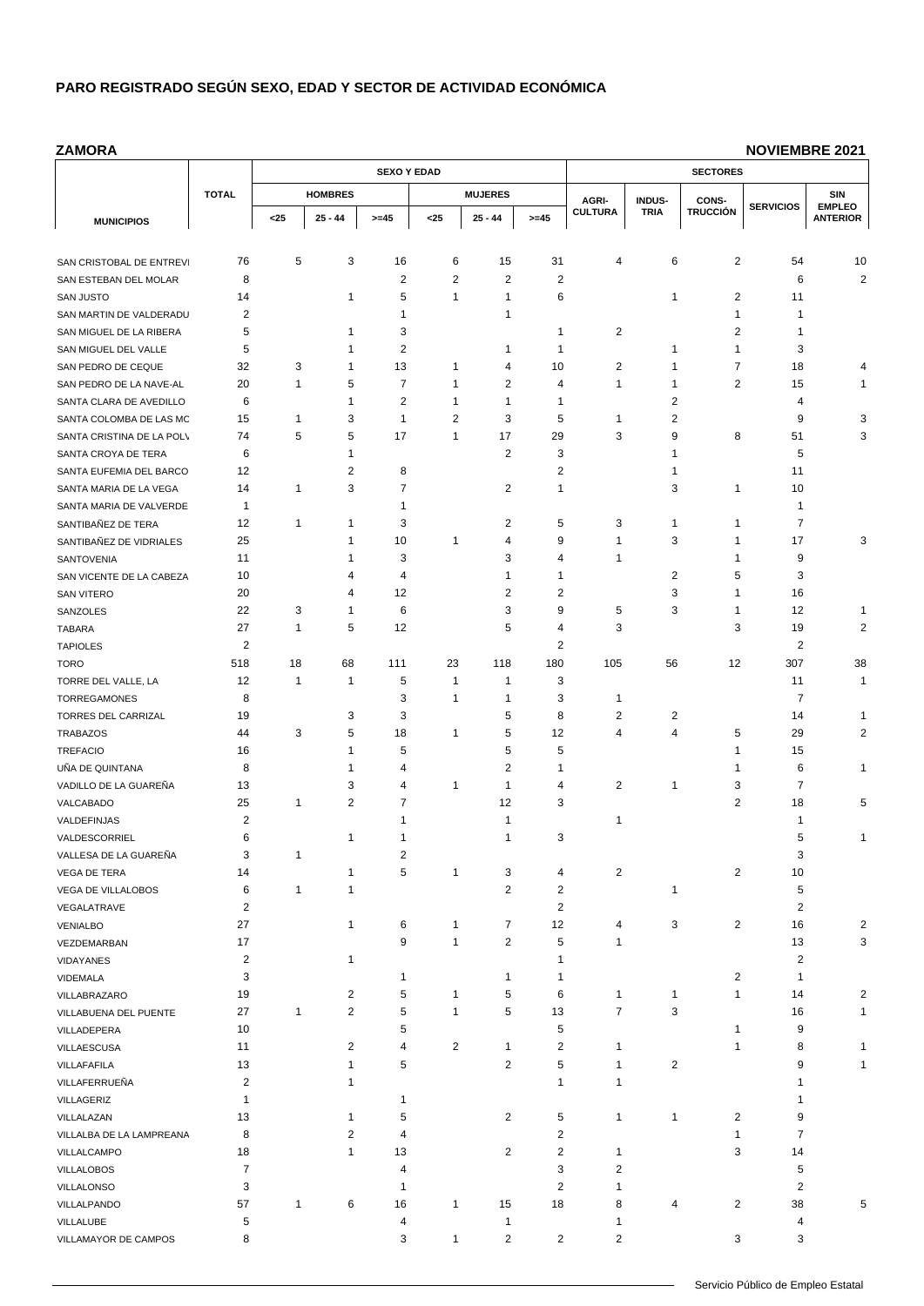## PARO REGISTRADO SEGÚN SEXO, EDAD Y SECTOR DE ACTIVIDAD ECONÓMICA

**ZAMORA** **NOVIEMBRE 2021**

| MUNICIPIOS | TOTAL | SEXO Y EDAD | | | | | | SECTORES | | | | |
|---|---|---|---|---|---|---|---|---|---|---|---|---|
| | | HOMBRES | | | MUJERES | | | AGRI-CULTURA | INDUS-TRIA | CONS-TRUCCIÓN | SERVICIOS | SIN EMPLEO ANTERIOR |
| | | <25 | 25 - 44 | >=45 | <25 | 25 - 44 | >=45 | | | | | |
| SAN CRISTOBAL DE ENTREVI | 76 | 5 | 3 | 16 | 6 | 15 | 31 | 4 | 6 | 2 | 54 | 10 |
| SAN ESTEBAN DEL MOLAR | 8 | | | 2 | 2 | 2 | 2 | | | | 6 | 2 |
| SAN JUSTO | 14 | | 1 | 5 | 1 | 1 | 6 | | 1 | 2 | 11 | |
| SAN MARTIN DE VALDERADU | 2 | | | 1 | | 1 | | | | 1 | 1 | |
| SAN MIGUEL DE LA RIBERA | 5 | | 1 | 3 | | | 1 | 2 | | 2 | 1 | |
| SAN MIGUEL DEL VALLE | 5 | | 1 | 2 | | 1 | 1 | | 1 | 1 | 3 | |
| SAN PEDRO DE CEQUE | 32 | 3 | 1 | 13 | 1 | 4 | 10 | 2 | 1 | 7 | 18 | 4 |
| SAN PEDRO DE LA NAVE-AL | 20 | 1 | 5 | 7 | 1 | 2 | 4 | 1 | 1 | 2 | 15 | 1 |
| SANTA CLARA DE AVEDILLO | 6 | | 1 | 2 | 1 | 1 | 1 | | 2 | | 4 | |
| SANTA COLOMBA DE LAS MC | 15 | 1 | 3 | 1 | 2 | 3 | 5 | 1 | 2 | | 9 | 3 |
| SANTA CRISTINA DE LA POLV | 74 | 5 | 5 | 17 | 1 | 17 | 29 | 3 | 9 | 8 | 51 | 3 |
| SANTA CROYA DE TERA | 6 | | 1 | | | 2 | 3 | | 1 | | 5 | |
| SANTA EUFEMIA DEL BARCO | 12 | | 2 | 8 | | | 2 | | 1 | | 11 | |
| SANTA MARIA DE LA VEGA | 14 | 1 | 3 | 7 | | 2 | 1 | | 3 | 1 | 10 | |
| SANTA MARIA DE VALVERDE | 1 | | | 1 | | | | | | | 1 | |
| SANTIBAÑEZ DE TERA | 12 | 1 | 1 | 3 | | 2 | 5 | 3 | 1 | 1 | 7 | |
| SANTIBAÑEZ DE VIDRIALES | 25 | | 1 | 10 | 1 | 4 | 9 | 1 | 3 | 1 | 17 | 3 |
| SANTOVENIA | 11 | | 1 | 3 | | 3 | 4 | 1 | | 1 | 9 | |
| SAN VICENTE DE LA CABEZA | 10 | | 4 | 4 | | 1 | 1 | | 2 | 5 | 3 | |
| SAN VITERO | 20 | | 4 | 12 | | 2 | 2 | | 3 | 1 | 16 | |
| SANZOLES | 22 | 3 | 1 | 6 | | 3 | 9 | 5 | 3 | 1 | 12 | 1 |
| TABARA | 27 | 1 | 5 | 12 | | 5 | 4 | 3 | | 3 | 19 | 2 |
| TAPIOLES | 2 | | | | | | 2 | | | | 2 | |
| TORO | 518 | 18 | 68 | 111 | 23 | 118 | 180 | 105 | 56 | 12 | 307 | 38 |
| TORRE DEL VALLE, LA | 12 | 1 | 1 | 5 | 1 | 1 | 3 | | | | 11 | 1 |
| TORREGAMONES | 8 | | | 3 | 1 | 1 | 3 | 1 | | | 7 | |
| TORRES DEL CARRIZAL | 19 | | 3 | 3 | | 5 | 8 | 2 | 2 | | 14 | 1 |
| TRABAZOS | 44 | 3 | 5 | 18 | 1 | 5 | 12 | 4 | 4 | 5 | 29 | 2 |
| TREFACIO | 16 | | 1 | 5 | | 5 | 5 | | | 1 | 15 | |
| UÑA DE QUINTANA | 8 | | 1 | 4 | | 2 | 1 | | | 1 | 6 | 1 |
| VADILLO DE LA GUAREÑA | 13 | | 3 | 4 | 1 | 1 | 4 | 2 | 1 | 3 | 7 | |
| VALCABADO | 25 | 1 | 2 | 7 | | 12 | 3 | | | 2 | 18 | 5 |
| VALDEFINJAS | 2 | | | 1 | | 1 | | 1 | | | 1 | |
| VALDESCORRIEL | 6 | | 1 | 1 | | 1 | 3 | | | | 5 | 1 |
| VALLESA DE LA GUAREÑA | 3 | 1 | | 2 | | | | | | | 3 | |
| VEGA DE TERA | 14 | | 1 | 5 | 1 | 3 | 4 | 2 | | 2 | 10 | |
| VEGA DE VILLALOBOS | 6 | 1 | 1 | | | 2 | 2 | | 1 | | 5 | |
| VEGALATRAVE | 2 | | | | | | 2 | | | | 2 | |
| VENIALBO | 27 | | 1 | 6 | 1 | 7 | 12 | 4 | 3 | 2 | 16 | 2 |
| VEZDEMARBAN | 17 | | | 9 | 1 | 2 | 5 | 1 | | | 13 | 3 |
| VIDAYANES | 2 | | 1 | | | | 1 | | | | 2 | |
| VIDEMALA | 3 | | | 1 | | 1 | 1 | | | 2 | 1 | |
| VILLABRAZARO | 19 | | 2 | 5 | 1 | 5 | 6 | 1 | 1 | 1 | 14 | 2 |
| VILLABUENA DEL PUENTE | 27 | 1 | 2 | 5 | 1 | 5 | 13 | 7 | 3 | | 16 | 1 |
| VILLADEPERA | 10 | | | 5 | | | 5 | | | 1 | 9 | |
| VILLAESCUSA | 11 | | 2 | 4 | 2 | 1 | 2 | 1 | | 1 | 8 | 1 |
| VILLAFAFILA | 13 | | 1 | 5 | | 2 | 5 | 1 | 2 | | 9 | 1 |
| VILLAFERRUEÑA | 2 | | 1 | | | | 1 | 1 | | | 1 | |
| VILLAGERIZ | 1 | | | 1 | | | | | | | 1 | |
| VILLALAZAN | 13 | | 1 | 5 | | 2 | 5 | 1 | 1 | 2 | 9 | |
| VILLALBA DE LA LAMPREANA | 8 | | 2 | 4 | | | 2 | | | 1 | 7 | |
| VILLALCAMPO | 18 | | 1 | 13 | | 2 | 2 | 1 | | 3 | 14 | |
| VILLALOBOS | 7 | | | 4 | | | 3 | 2 | | | 5 | |
| VILLALONSO | 3 | | | 1 | | | 2 | 1 | | | 2 | |
| VILLALPANDO | 57 | 1 | 6 | 16 | 1 | 15 | 18 | 8 | 4 | 2 | 38 | 5 |
| VILLALUBE | 5 | | | 4 | | 1 | | 1 | | | 4 | |
| VILLAMAYOR DE CAMPOS | 8 | | | 3 | 1 | 2 | 2 | 2 | | 3 | 3 | |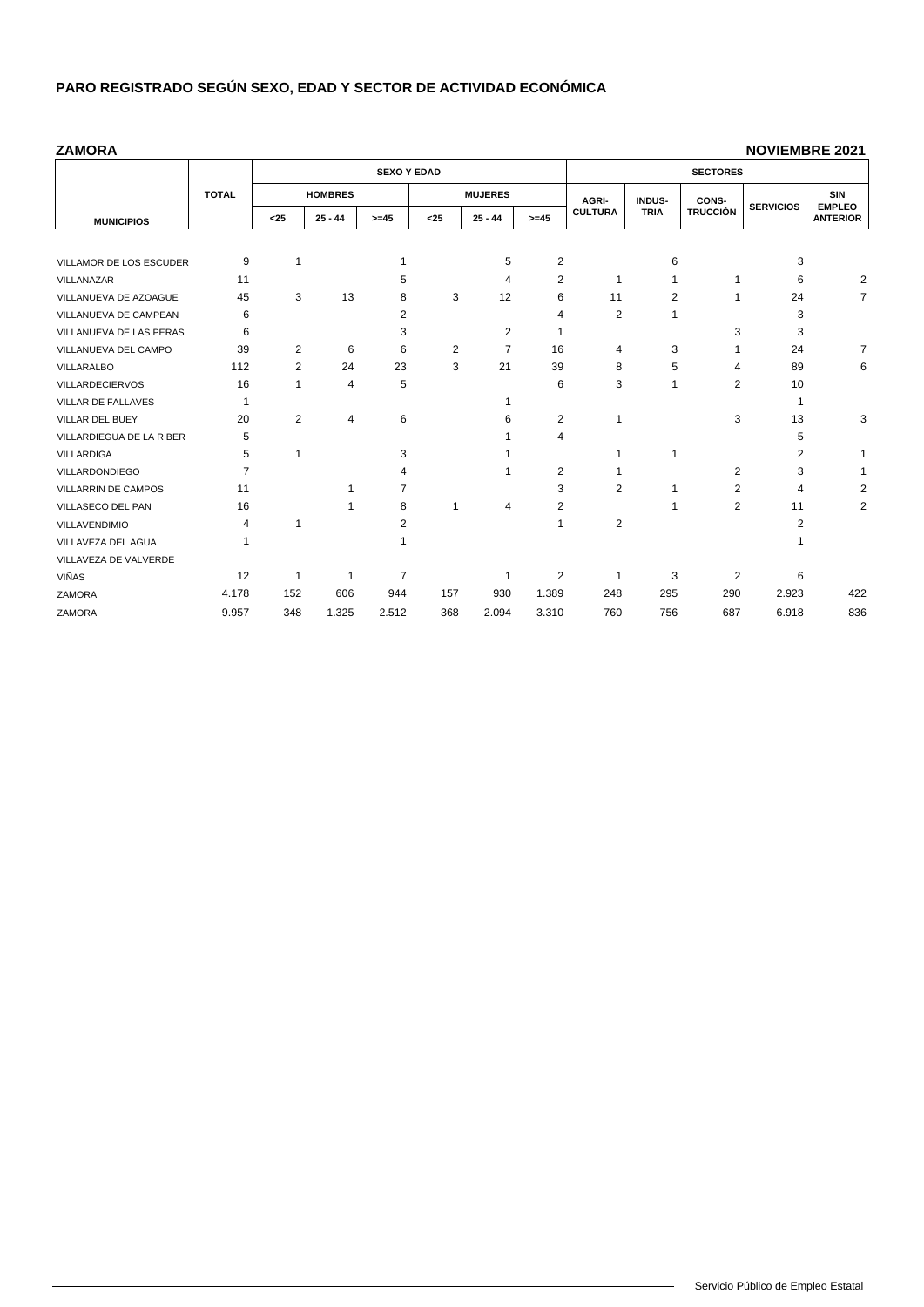# PARO REGISTRADO SEGÚN SEXO, EDAD Y SECTOR DE ACTIVIDAD ECONÓMICA

**ZAMORA** **NOVIEMBRE 2021**

| MUNICIPIOS | TOTAL | SEXO Y EDAD | | | | | | SECTORES | | | | |
|---|---|---|---|---|---|---|---|---|---|---|---|---|
| | | HOMBRES | | | MUJERES | | | AGRI-CULTURA | INDUS-TRIA | CONS-TRUCCIÓN | SERVICIOS | SIN EMPLEO ANTERIOR |
| | | <25 | 25 - 44 | >=45 | <25 | 25 - 44 | >=45 | | | | | |
| VILLAMOR DE LOS ESCUDER | 9 | 1 | | 1 | | 5 | 2 | | 6 | | 3 | |
| VILLANAZAR | 11 | | | 5 | | 4 | 2 | 1 | 1 | 1 | 6 | 2 |
| VILLANUEVA DE AZOAGUE | 45 | 3 | 13 | 8 | 3 | 12 | 6 | 11 | 2 | 1 | 24 | 7 |
| VILLANUEVA DE CAMPEAN | 6 | | | 2 | | | 4 | 2 | 1 | | 3 | |
| VILLANUEVA DE LAS PERAS | 6 | | | 3 | | 2 | 1 | | | 3 | 3 | |
| VILLANUEVA DEL CAMPO | 39 | 2 | 6 | 6 | 2 | 7 | 16 | 4 | 3 | 1 | 24 | 7 |
| VILLARALBO | 112 | 2 | 24 | 23 | 3 | 21 | 39 | 8 | 5 | 4 | 89 | 6 |
| VILLARDECIERVOS | 16 | 1 | 4 | 5 | | | 6 | 3 | 1 | 2 | 10 | |
| VILLAR DE FALLAVES | 1 | | | | | 1 | | | | | 1 | |
| VILLAR DEL BUEY | 20 | 2 | 4 | 6 | | 6 | 2 | 1 | | 3 | 13 | 3 |
| VILLARDIEGUA DE LA RIBER | 5 | | | | | 1 | 4 | | | | 5 | |
| VILLARDIGA | 5 | 1 | | 3 | | 1 | | 1 | 1 | | 2 | 1 |
| VILLARDONDIEGO | 7 | | | 4 | | 1 | 2 | 1 | | 2 | 3 | 1 |
| VILLARRIN DE CAMPOS | 11 | | 1 | 7 | | | 3 | 2 | 1 | 2 | 4 | 2 |
| VILLASECO DEL PAN | 16 | | 1 | 8 | 1 | 4 | 2 | | 1 | 2 | 11 | 2 |
| VILLAVENDIMIO | 4 | 1 | | 2 | | | 1 | 2 | | | 2 | |
| VILLAVEZA DEL AGUA | 1 | | | 1 | | | | | | | 1 | |
| VILLAVEZA DE VALVERDE | | | | | | | | | | | | |
| VIÑAS | 12 | 1 | 1 | 7 | | 1 | 2 | 1 | 3 | 2 | 6 | |
| ZAMORA | 4.178 | 152 | 606 | 944 | 157 | 930 | 1.389 | 248 | 295 | 290 | 2.923 | 422 |
| ZAMORA | 9.957 | 348 | 1.325 | 2.512 | 368 | 2.094 | 3.310 | 760 | 756 | 687 | 6.918 | 836 |

Servicio Público de Empleo Estatal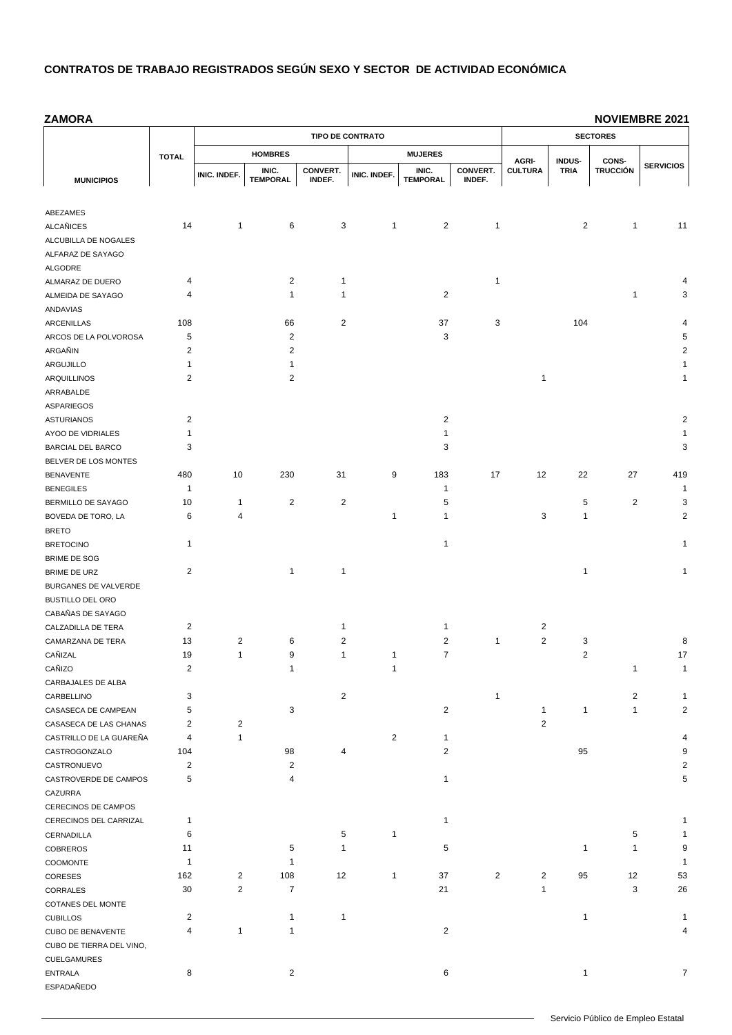# CONTRATOS DE TRABAJO REGISTRADOS SEGÚN SEXO Y SECTOR DE ACTIVIDAD ECONÓMICA

**ZAMORA** — **NOVIEMBRE 2021**

| MUNICIPIOS | TOTAL | TIPO DE CONTRATO | | | | | | SECTORES | | | |
|---|---|---|---|---|---|---|---|---|---|---|---|
| | | HOMBRES | | | MUJERES | | | | | | |
| | | INIC. INDEF. | INIC. TEMPORAL | CONVERT. INDEF. | INIC. INDEF. | INIC. TEMPORAL | CONVERT. INDEF. | AGRI-CULTURA | INDUS-TRIA | CONS-TRUCCIÓN | SERVICIOS |
| ABEZAMES | | | | | | | | | | | |
| ALCAÑICES | 14 | 1 | 6 | 3 | 1 | 2 | 1 | | 2 | 1 | 11 |
| ALCUBILLA DE NOGALES | | | | | | | | | | | |
| ALFARAZ DE SAYAGO | | | | | | | | | | | |
| ALGODRE | | | | | | | | | | | |
| ALMARAZ DE DUERO | 4 | | 2 | 1 | | | 1 | | | | 4 |
| ALMEIDA DE SAYAGO | 4 | | 1 | 1 | | 2 | | | | 1 | 3 |
| ANDAVIAS | | | | | | | | | | | |
| ARCENILLAS | 108 | | 66 | 2 | | 37 | 3 | | 104 | | 4 |
| ARCOS DE LA POLVOROSA | 5 | | 2 | | | 3 | | | | | 5 |
| ARGAÑIN | 2 | | 2 | | | | | | | | 2 |
| ARGUJILLO | 1 | | 1 | | | | | | | | 1 |
| ARQUILLINOS | 2 | | 2 | | | | | 1 | | | 1 |
| ARRABALDE | | | | | | | | | | | |
| ASPARIEGOS | | | | | | | | | | | |
| ASTURIANOS | 2 | | | | | 2 | | | | | 2 |
| AYOO DE VIDRIALES | 1 | | | | | 1 | | | | | 1 |
| BARCIAL DEL BARCO | 3 | | | | | 3 | | | | | 3 |
| BELVER DE LOS MONTES | | | | | | | | | | | |
| BENAVENTE | 480 | 10 | 230 | 31 | 9 | 183 | 17 | 12 | 22 | 27 | 419 |
| BENEGILES | 1 | | | | | 1 | | | | | 1 |
| BERMILLO DE SAYAGO | 10 | 1 | 2 | 2 | | 5 | | | 5 | 2 | 3 |
| BOVEDA DE TORO, LA | 6 | 4 | | | 1 | 1 | | 3 | 1 | | 2 |
| BRETO | | | | | | | | | | | |
| BRETOCINO | 1 | | | | | 1 | | | | | 1 |
| BRIME DE SOG | | | | | | | | | | | |
| BRIME DE URZ | 2 | | 1 | 1 | | | | | 1 | | 1 |
| BURGANES DE VALVERDE | | | | | | | | | | | |
| BUSTILLO DEL ORO | | | | | | | | | | | |
| CABAÑAS DE SAYAGO | | | | | | | | | | | |
| CALZADILLA DE TERA | 2 | | | 1 | | 1 | | 2 | | | |
| CAMARZANA DE TERA | 13 | 2 | 6 | 2 | | 2 | 1 | 2 | 3 | | 8 |
| CAÑIZAL | 19 | 1 | 9 | 1 | 1 | 7 | | | 2 | | 17 |
| CAÑIZO | 2 | | 1 | | 1 | | | | | 1 | 1 |
| CARBAJALES DE ALBA | | | | | | | | | | | |
| CARBELLINO | 3 | | | 2 | | | 1 | | | 2 | 1 |
| CASASECA DE CAMPEAN | 5 | | 3 | | | 2 | | 1 | 1 | 1 | 2 |
| CASASECA DE LAS CHANAS | 2 | 2 | | | | | | 2 | | | |
| CASTRILLO DE LA GUAREÑA | 4 | 1 | | | 2 | 1 | | | | | 4 |
| CASTROGONZALO | 104 | | 98 | 4 | | 2 | | | 95 | | 9 |
| CASTRONUEVO | 2 | | 2 | | | | | | | | 2 |
| CASTROVERDE DE CAMPOS | 5 | | 4 | | | 1 | | | | | 5 |
| CAZURRA | | | | | | | | | | | |
| CERECINOS DE CAMPOS | | | | | | | | | | | |
| CERECINOS DEL CARRIZAL | 1 | | | | | 1 | | | | | 1 |
| CERNADILLA | 6 | | | 5 | 1 | | | | | 5 | 1 |
| COBREROS | 11 | | 5 | 1 | | 5 | | | 1 | 1 | 9 |
| COOMONTE | 1 | | 1 | | | | | | | | 1 |
| CORESES | 162 | 2 | 108 | 12 | 1 | 37 | 2 | 2 | 95 | 12 | 53 |
| CORRALES | 30 | 2 | 7 | | | 21 | | 1 | | 3 | 26 |
| COTANES DEL MONTE | | | | | | | | | | | |
| CUBILLOS | 2 | | 1 | 1 | | | | | 1 | | 1 |
| CUBO DE BENAVENTE | 4 | 1 | 1 | | | 2 | | | | | 4 |
| CUBO DE TIERRA DEL VINO, | | | | | | | | | | | |
| CUELGAMURES | | | | | | | | | | | |
| ENTRALA | 8 | | 2 | | | 6 | | | 1 | | 7 |
| ESPADAÑEDO | | | | | | | | | | | |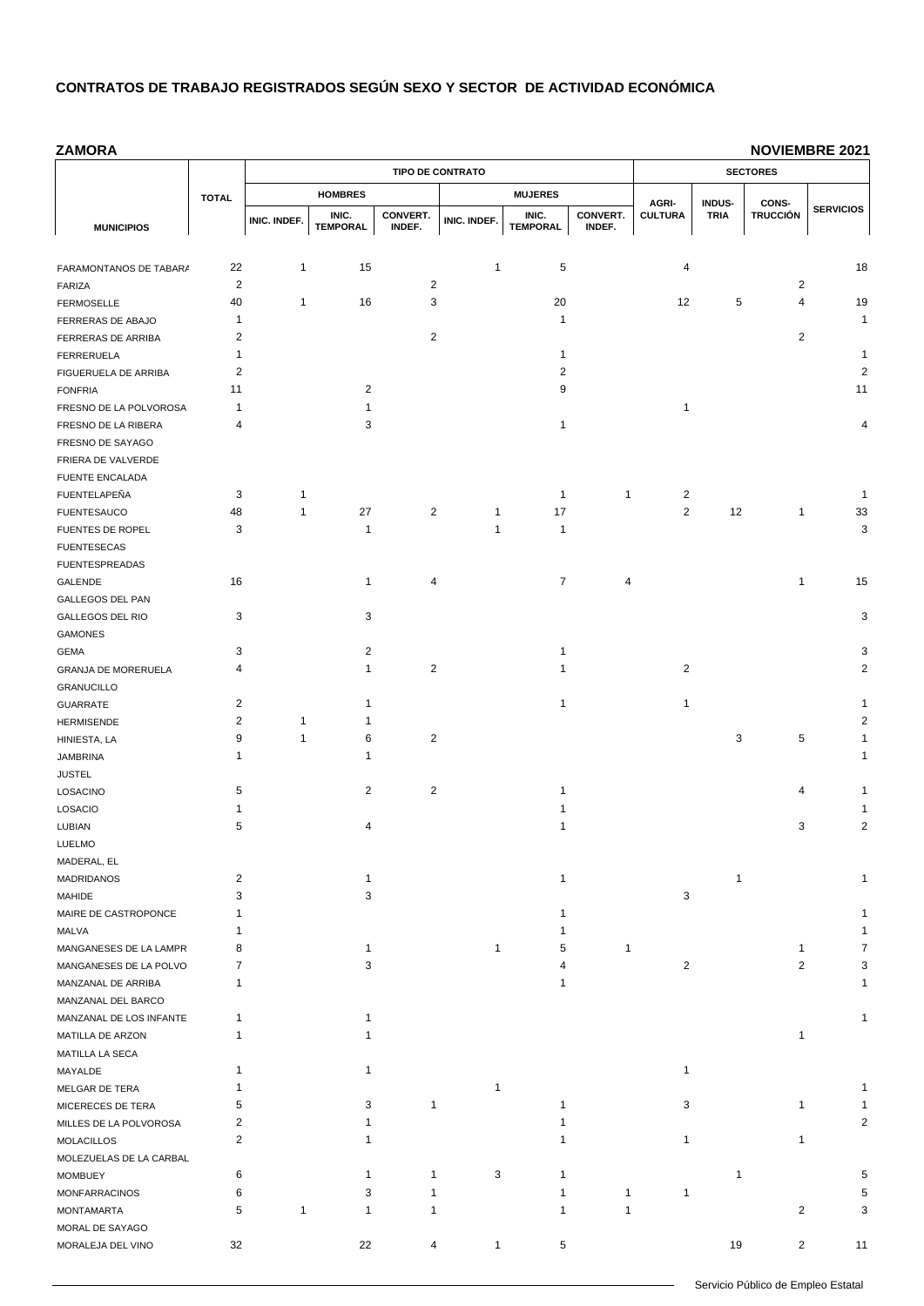## CONTRATOS DE TRABAJO REGISTRADOS SEGÚN SEXO Y SECTOR DE ACTIVIDAD ECONÓMICA

**ZAMORA** **NOVIEMBRE 2021**

| MUNICIPIOS | TOTAL | TIPO DE CONTRATO | | | | | | SECTORES | | | |
|---|---|---|---|---|---|---|---|---|---|---|---|
| | | HOMBRES | | | MUJERES | | | | | | |
| | | INIC. INDEF. | INIC. TEMPORAL | CONVERT. INDEF. | INIC. INDEF. | INIC. TEMPORAL | CONVERT. INDEF. | AGRI-CULTURA | INDUS-TRIA | CONS-TRUCCIÓN | SERVICIOS |
| FARAMONTANOS DE TABARA | 22 | 1 | 15 | | 1 | 5 | | 4 | | | 18 |
| FARIZA | 2 | | | 2 | | | | | | 2 | |
| FERMOSELLE | 40 | 1 | 16 | 3 | | 20 | | 12 | 5 | 4 | 19 |
| FERRERAS DE ABAJO | 1 | | | | | 1 | | | | | 1 |
| FERRERAS DE ARRIBA | 2 | | | 2 | | | | | | 2 | |
| FERRERUELA | 1 | | | | | 1 | | | | | 1 |
| FIGUERUELA DE ARRIBA | 2 | | | | | 2 | | | | | 2 |
| FONFRIA | 11 | | 2 | | | 9 | | | | | 11 |
| FRESNO DE LA POLVOROSA | 1 | | 1 | | | | | 1 | | | |
| FRESNO DE LA RIBERA | 4 | | 3 | | | 1 | | | | | 4 |
| FRESNO DE SAYAGO | | | | | | | | | | | |
| FRIERA DE VALVERDE | | | | | | | | | | | |
| FUENTE ENCALADA | | | | | | | | | | | |
| FUENTELAPEÑA | 3 | 1 | | | | 1 | 1 | 2 | | | 1 |
| FUENTESAUCO | 48 | 1 | 27 | 2 | 1 | 17 | | 2 | 12 | 1 | 33 |
| FUENTES DE ROPEL | 3 | | 1 | | 1 | 1 | | | | | 3 |
| FUENTESECAS | | | | | | | | | | | |
| FUENTESPREADAS | | | | | | | | | | | |
| GALENDE | 16 | | 1 | 4 | | 7 | 4 | | | 1 | 15 |
| GALLEGOS DEL PAN | | | | | | | | | | | |
| GALLEGOS DEL RIO | 3 | | 3 | | | | | | | | 3 |
| GAMONES | | | | | | | | | | | |
| GEMA | 3 | | 2 | | | 1 | | | | | 3 |
| GRANJA DE MORERUELA | 4 | | 1 | 2 | | 1 | | 2 | | | 2 |
| GRANUCILLO | | | | | | | | | | | |
| GUARRATE | 2 | | 1 | | | 1 | | 1 | | | 1 |
| HERMISENDE | 2 | 1 | 1 | | | | | | | | 2 |
| HINIESTA, LA | 9 | 1 | 6 | 2 | | | | | 3 | 5 | 1 |
| JAMBRINA | 1 | | 1 | | | | | | | | 1 |
| JUSTEL | | | | | | | | | | | |
| LOSACINO | 5 | | 2 | 2 | | 1 | | | | 4 | 1 |
| LOSACIO | 1 | | | | | 1 | | | | | 1 |
| LUBIAN | 5 | | 4 | | | 1 | | | | 3 | 2 |
| LUELMO | | | | | | | | | | | |
| MADERAL, EL | | | | | | | | | | | |
| MADRIDANOS | 2 | | 1 | | | 1 | | | 1 | | 1 |
| MAHIDE | 3 | | 3 | | | | | 3 | | | |
| MAIRE DE CASTROPONCE | 1 | | | | | 1 | | | | | 1 |
| MALVA | 1 | | | | | 1 | | | | | 1 |
| MANGANESES DE LA LAMPR | 8 | | 1 | | 1 | 5 | 1 | | | 1 | 7 |
| MANGANESES DE LA POLVO | 7 | | 3 | | | 4 | | 2 | | 2 | 3 |
| MANZANAL DE ARRIBA | 1 | | | | | 1 | | | | | 1 |
| MANZANAL DEL BARCO | | | | | | | | | | | |
| MANZANAL DE LOS INFANTE | 1 | | 1 | | | | | | | | 1 |
| MATILLA DE ARZON | 1 | | 1 | | | | | | | 1 | |
| MATILLA LA SECA | | | | | | | | | | | |
| MAYALDE | 1 | | 1 | | | | | 1 | | | |
| MELGAR DE TERA | 1 | | | | 1 | | | | | | 1 |
| MICERECES DE TERA | 5 | | 3 | 1 | | 1 | | 3 | | 1 | 1 |
| MILLES DE LA POLVOROSA | 2 | | 1 | | | 1 | | | | | 2 |
| MOLACILLOS | 2 | | 1 | | | 1 | | 1 | | 1 | |
| MOLEZUELAS DE LA CARBAL | | | | | | | | | | | |
| MOMBUEY | 6 | | 1 | 1 | 3 | 1 | | | 1 | | 5 |
| MONFARRACINOS | 6 | | 3 | 1 | | 1 | 1 | 1 | | | 5 |
| MONTAMARTA | 5 | 1 | 1 | 1 | | 1 | 1 | | | 2 | 3 |
| MORAL DE SAYAGO | | | | | | | | | | | |
| MORALEJA DEL VINO | 32 | | 22 | 4 | 1 | 5 | | | 19 | 2 | 11 |

Servicio Público de Empleo Estatal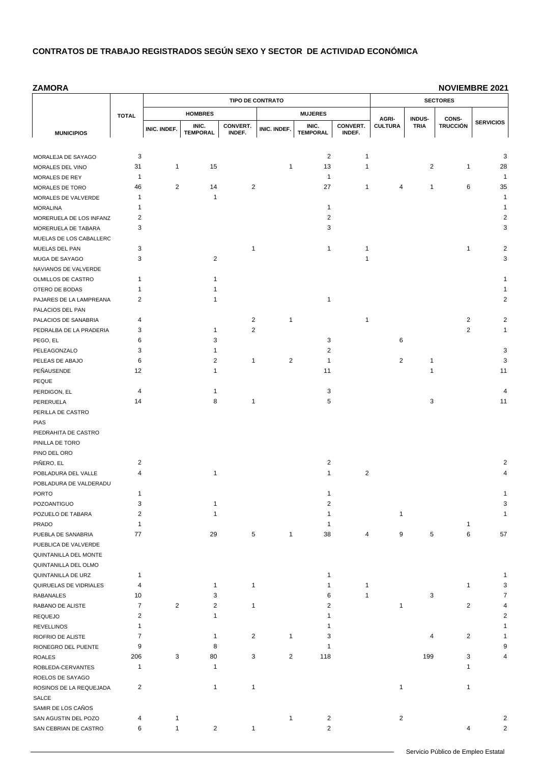## CONTRATOS DE TRABAJO REGISTRADOS SEGÚN SEXO Y SECTOR DE ACTIVIDAD ECONÓMICA

**ZAMORA** **NOVIEMBRE 2021**

| MUNICIPIOS | TOTAL | TIPO DE CONTRATO | | | | | | SECTORES | | | |
|---|---|---|---|---|---|---|---|---|---|---|---|
| | | HOMBRES | | | MUJERES | | | AGRI-CULTURA | INDUS-TRIA | CONS-TRUCCIÓN | SERVICIOS |
| | | INIC. INDEF. | INIC. TEMPORAL | CONVERT. INDEF. | INIC. INDEF. | INIC. TEMPORAL | CONVERT. INDEF. | | | | |
| MORALEJA DE SAYAGO | 3 | | | | | 2 | 1 | | | | 3 |
| MORALES DEL VINO | 31 | 1 | 15 | | 1 | 13 | 1 | | 2 | 1 | 28 |
| MORALES DE REY | 1 | | | | | 1 | | | | | 1 |
| MORALES DE TORO | 46 | 2 | 14 | 2 | | 27 | 1 | 4 | 1 | 6 | 35 |
| MORALES DE VALVERDE | 1 | | 1 | | | | | | | | 1 |
| MORALINA | 1 | | | | | 1 | | | | | 1 |
| MORERUELA DE LOS INFANZ | 2 | | | | | 2 | | | | | 2 |
| MORERUELA DE TABARA | 3 | | | | | 3 | | | | | 3 |
| MUELAS DE LOS CABALLERC | | | | | | | | | | | |
| MUELAS DEL PAN | 3 | | | 1 | | 1 | 1 | | | 1 | 2 |
| MUGA DE SAYAGO | 3 | | 2 | | | | 1 | | | | 3 |
| NAVIANOS DE VALVERDE | | | | | | | | | | | |
| OLMILLOS DE CASTRO | 1 | | 1 | | | | | | | | 1 |
| OTERO DE BODAS | 1 | | 1 | | | | | | | | 1 |
| PAJARES DE LA LAMPREANA | 2 | | 1 | | | 1 | | | | | 2 |
| PALACIOS DEL PAN | | | | | | | | | | | |
| PALACIOS DE SANABRIA | 4 | | | 2 | 1 | | 1 | | | 2 | 2 |
| PEDRALBA DE LA PRADERIA | 3 | | 1 | 2 | | | | | | 2 | 1 |
| PEGO, EL | 6 | | 3 | | | 3 | | 6 | | | |
| PELEAGONZALO | 3 | | 1 | | | 2 | | | | | 3 |
| PELEAS DE ABAJO | 6 | | 2 | 1 | 2 | 1 | | 2 | 1 | | 3 |
| PEÑAUSENDE | 12 | | 1 | | | 11 | | | 1 | | 11 |
| PEQUE | | | | | | | | | | | |
| PERDIGON, EL | 4 | | 1 | | | 3 | | | | | 4 |
| PERERUELA | 14 | | 8 | 1 | | 5 | | | 3 | | 11 |
| PERILLA DE CASTRO | | | | | | | | | | | |
| PIAS | | | | | | | | | | | |
| PIEDRAHITA DE CASTRO | | | | | | | | | | | |
| PINILLA DE TORO | | | | | | | | | | | |
| PINO DEL ORO | | | | | | | | | | | |
| PIÑERO, EL | 2 | | | | | 2 | | | | | 2 |
| POBLADURA DEL VALLE | 4 | | 1 | | | 1 | 2 | | | | 4 |
| POBLADURA DE VALDERADU | | | | | | | | | | | |
| PORTO | 1 | | | | | 1 | | | | | 1 |
| POZOANTIGUO | 3 | | 1 | | | 2 | | | | | 3 |
| POZUELO DE TABARA | 2 | | 1 | | | 1 | | 1 | | | 1 |
| PRADO | 1 | | | | | 1 | | | | 1 | |
| PUEBLA DE SANABRIA | 77 | | 29 | 5 | 1 | 38 | 4 | 9 | 5 | 6 | 57 |
| PUEBLICA DE VALVERDE | | | | | | | | | | | |
| QUINTANILLA DEL MONTE | | | | | | | | | | | |
| QUINTANILLA DEL OLMO | | | | | | | | | | | |
| QUINTANILLA DE URZ | 1 | | | | | 1 | | | | | 1 |
| QUIRUELAS DE VIDRIALES | 4 | | 1 | 1 | | 1 | 1 | | | 1 | 3 |
| RABANALES | 10 | | 3 | | | 6 | 1 | | 3 | | 7 |
| RABANO DE ALISTE | 7 | 2 | 2 | 1 | | 2 | | 1 | | 2 | 4 |
| REQUEJO | 2 | | 1 | | | 1 | | | | | 2 |
| REVELLINOS | 1 | | | | | 1 | | | | | 1 |
| RIOFRIO DE ALISTE | 7 | | 1 | 2 | 1 | 3 | | | 4 | 2 | 1 |
| RIONEGRO DEL PUENTE | 9 | | 8 | | | 1 | | | | | 9 |
| ROALES | 206 | 3 | 80 | 3 | 2 | 118 | | | 199 | 3 | 4 |
| ROBLEDA-CERVANTES | 1 | | 1 | | | | | | | 1 | |
| ROELOS DE SAYAGO | | | | | | | | | | | |
| ROSINOS DE LA REQUEJADA | 2 | | 1 | 1 | | | | 1 | | 1 | |
| SALCE | | | | | | | | | | | |
| SAMIR DE LOS CAÑOS | | | | | | | | | | | |
| SAN AGUSTIN DEL POZO | 4 | 1 | | | 1 | 2 | | 2 | | | 2 |
| SAN CEBRIAN DE CASTRO | 6 | 1 | 2 | 1 | | 2 | | | | 4 | 2 |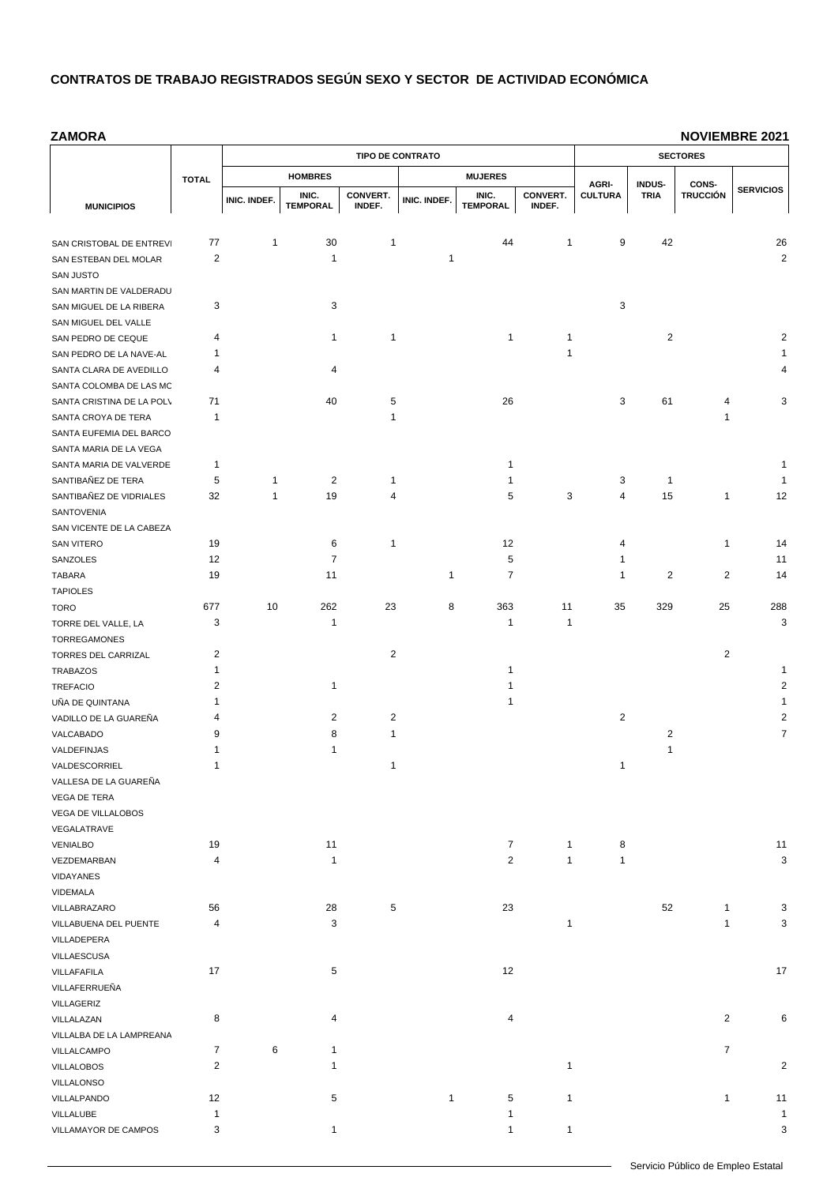# CONTRATOS DE TRABAJO REGISTRADOS SEGÚN SEXO Y SECTOR DE ACTIVIDAD ECONÓMICA

**ZAMORA** **NOVIEMBRE 2021**

| MUNICIPIOS | TOTAL | TIPO DE CONTRATO | | | | | | SECTORES | | | |
|---|---|---|---|---|---|---|---|---|---|---|---|
| | | HOMBRES | | | MUJERES | | | | | | |
| | | INIC. INDEF. | INIC. TEMPORAL | CONVERT. INDEF. | INIC. INDEF. | INIC. TEMPORAL | CONVERT. INDEF. | AGRI- CULTURA | INDUS- TRIA | CONS- TRUCCIÓN | SERVICIOS |
| SAN CRISTOBAL DE ENTREVI | 77 | 1 | 30 | 1 | | 44 | 1 | 9 | 42 | | 26 |
| SAN ESTEBAN DEL MOLAR | 2 | | 1 | | 1 | | | | | | 2 |
| SAN JUSTO | | | | | | | | | | | |
| SAN MARTIN DE VALDERADU | | | | | | | | | | | |
| SAN MIGUEL DE LA RIBERA | 3 | | 3 | | | | | 3 | | | |
| SAN MIGUEL DEL VALLE | | | | | | | | | | | |
| SAN PEDRO DE CEQUE | 4 | | 1 | 1 | | 1 | 1 | | 2 | | 2 |
| SAN PEDRO DE LA NAVE-AL | 1 | | | | | | 1 | | | | 1 |
| SANTA CLARA DE AVEDILLO | 4 | | 4 | | | | | | | | 4 |
| SANTA COLOMBA DE LAS MC | | | | | | | | | | | |
| SANTA CRISTINA DE LA POLV | 71 | | 40 | 5 | | 26 | | 3 | 61 | 4 | 3 |
| SANTA CROYA DE TERA | 1 | | | 1 | | | | | | 1 | |
| SANTA EUFEMIA DEL BARCO | | | | | | | | | | | |
| SANTA MARIA DE LA VEGA | | | | | | | | | | | |
| SANTA MARIA DE VALVERDE | 1 | | | | | 1 | | | | | 1 |
| SANTIBAÑEZ DE TERA | 5 | 1 | 2 | 1 | | 1 | | 3 | 1 | | 1 |
| SANTIBAÑEZ DE VIDRIALES | 32 | 1 | 19 | 4 | | 5 | 3 | 4 | 15 | 1 | 12 |
| SANTOVENIA | | | | | | | | | | | |
| SAN VICENTE DE LA CABEZA | | | | | | | | | | | |
| SAN VITERO | 19 | | 6 | 1 | | 12 | | 4 | | 1 | 14 |
| SANZOLES | 12 | | 7 | | | 5 | | 1 | | | 11 |
| TABARA | 19 | | 11 | | 1 | 7 | | 1 | 2 | 2 | 14 |
| TAPIOLES | | | | | | | | | | | |
| TORO | 677 | 10 | 262 | 23 | 8 | 363 | 11 | 35 | 329 | 25 | 288 |
| TORRE DEL VALLE, LA | 3 | | 1 | | | 1 | 1 | | | | 3 |
| TORREGAMONES | | | | | | | | | | | |
| TORRES DEL CARRIZAL | 2 | | | 2 | | | | | | 2 | |
| TRABAZOS | 1 | | | | | 1 | | | | | 1 |
| TREFACIO | 2 | | 1 | | | 1 | | | | | 2 |
| UÑA DE QUINTANA | 1 | | | | | 1 | | | | | 1 |
| VADILLO DE LA GUAREÑA | 4 | | 2 | 2 | | | | 2 | | | 2 |
| VALCABADO | 9 | | 8 | 1 | | | | | 2 | | 7 |
| VALDEFINJAS | 1 | | 1 | | | | | | 1 | | |
| VALDESCORRIEL | 1 | | | 1 | | | | 1 | | | |
| VALLESA DE LA GUAREÑA | | | | | | | | | | | |
| VEGA DE TERA | | | | | | | | | | | |
| VEGA DE VILLALOBOS | | | | | | | | | | | |
| VEGALATRAVE | | | | | | | | | | | |
| VENIALBO | 19 | | 11 | | | 7 | 1 | 8 | | | 11 |
| VEZDEMARBAN | 4 | | 1 | | | 2 | 1 | 1 | | | 3 |
| VIDAYANES | | | | | | | | | | | |
| VIDEMALA | | | | | | | | | | | |
| VILLABRAZARO | 56 | | 28 | 5 | | 23 | | | 52 | 1 | 3 |
| VILLABUENA DEL PUENTE | 4 | | 3 | | | | 1 | | | 1 | 3 |
| VILLADEPERA | | | | | | | | | | | |
| VILLAESCUSA | | | | | | | | | | | |
| VILLAFAFILA | 17 | | 5 | | | 12 | | | | | 17 |
| VILLAFERRUEÑA | | | | | | | | | | | |
| VILLAGERIZ | | | | | | | | | | | |
| VILLALAZAN | 8 | | 4 | | | 4 | | | | 2 | 6 |
| VILLALBA DE LA LAMPREANA | | | | | | | | | | | |
| VILLALCAMPO | 7 | 6 | 1 | | | | | | | 7 | |
| VILLALOBOS | 2 | | 1 | | | | 1 | | | | 2 |
| VILLALONSO | | | | | | | | | | | |
| VILLALPANDO | 12 | | 5 | | 1 | 5 | 1 | | | 1 | 11 |
| VILLALUBE | 1 | | | | | 1 | | | | | 1 |
| VILLAMAYOR DE CAMPOS | 3 | | 1 | | | 1 | 1 | | | | 3 |

Servicio Público de Empleo Estatal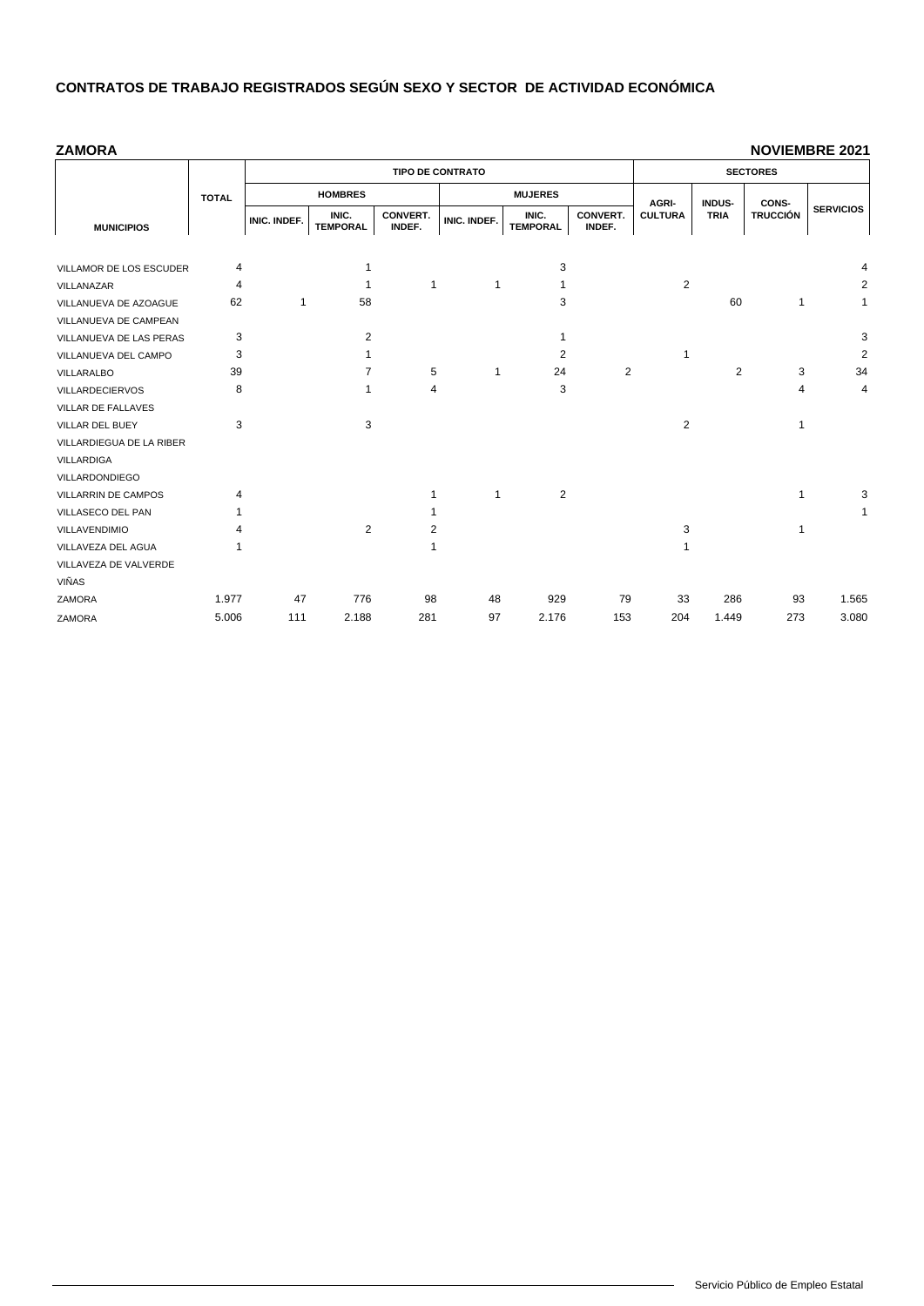# CONTRATOS DE TRABAJO REGISTRADOS SEGÚN SEXO Y SECTOR DE ACTIVIDAD ECONÓMICA

**ZAMORA** **NOVIEMBRE 2021**

| MUNICIPIOS | TOTAL | TIPO DE CONTRATO | | | | | | SECTORES | | | |
|---|---|---|---|---|---|---|---|---|---|---|---|
| | | HOMBRES | | | MUJERES | | | AGRI-CULTURA | INDUS-TRIA | CONS-TRUCCIÓN | SERVICIOS |
| | | INIC. INDEF. | INIC. TEMPORAL | CONVERT. INDEF. | INIC. INDEF. | INIC. TEMPORAL | CONVERT. INDEF. | | | | |
| VILLAMOR DE LOS ESCUDER | 4 | | 1 | | | 3 | | | | | 4 |
| VILLANAZAR | 4 | | 1 | 1 | 1 | 1 | | 2 | | | 2 |
| VILLANUEVA DE AZOAGUE | 62 | 1 | 58 | | | 3 | | | 60 | 1 | 1 |
| VILLANUEVA DE CAMPEAN | | | | | | | | | | | |
| VILLANUEVA DE LAS PERAS | 3 | | 2 | | | 1 | | | | | 3 |
| VILLANUEVA DEL CAMPO | 3 | | 1 | | | 2 | | 1 | | | 2 |
| VILLARALBO | 39 | | 7 | 5 | 1 | 24 | 2 | | 2 | 3 | 34 |
| VILLARDECIERVOS | 8 | | 1 | 4 | | 3 | | | | 4 | 4 |
| VILLAR DE FALLAVES | | | | | | | | | | | |
| VILLAR DEL BUEY | 3 | | 3 | | | | | 2 | | 1 | |
| VILLARDIEGUA DE LA RIBER | | | | | | | | | | | |
| VILLARDIGA | | | | | | | | | | | |
| VILLARDONDIEGO | | | | | | | | | | | |
| VILLARRIN DE CAMPOS | 4 | | | 1 | 1 | 2 | | | | 1 | 3 |
| VILLASECO DEL PAN | 1 | | | 1 | | | | | | | 1 |
| VILLAVENDIMIO | 4 | | 2 | 2 | | | | 3 | | 1 | |
| VILLAVEZA DEL AGUA | 1 | | | 1 | | | | 1 | | | |
| VILLAVEZA DE VALVERDE | | | | | | | | | | | |
| VIÑAS | | | | | | | | | | | |
| ZAMORA | 1.977 | 47 | 776 | 98 | 48 | 929 | 79 | 33 | 286 | 93 | 1.565 |
| ZAMORA | 5.006 | 111 | 2.188 | 281 | 97 | 2.176 | 153 | 204 | 1.449 | 273 | 3.080 |

Servicio Público de Empleo Estatal